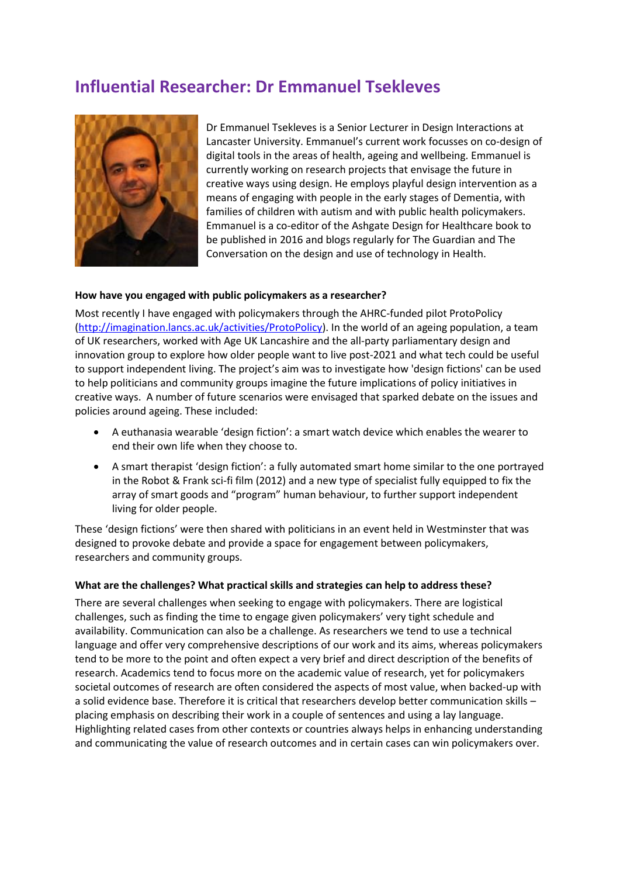# Influential Researcher: Dr Emmanuel Tsekleves

Dr Emmanuel Tsekleves is a Senior Lecturer in Design Interactions at Lancaster University. Emmanuel's current work focusses on co-design of digital tools in the areas of health, ageing and wellbeing. Emmanuel is currently working on research projects that envisage the future in creative ways using design. He employs playful design intervention as a means of engaging with people in the early stages of Dementia, with families of children with autism and with public health policymakers. Emmanuel is a co-editor of the Ashgate Design for Healthcare book to be published in 2016 and blogs regularly for The Guardian and The Conversation on the design and use of technology in Health.

**How have you engaged with public policymakers as a researcher?**

Most recently I have engaged with policymakers through the AHRC-funded pilot ProtoPolicy (http://imagination.lancs.ac.uk/activities/ProtoPolicy). In the world of an ageing population, a team of UK researchers, worked with Age UK Lancashire and the all-party parliamentary design and innovation group to explore how older people want to live post-2021 and what tech could be useful to support independent living. The project's aim was to investigate how 'design fictions' can be used to help politicians and community groups imagine the future implications of policy initiatives in creative ways. A number of future scenarios were envisaged that sparked debate on the issues and policies around ageing. These included:

- A euthanasia wearable 'design fiction': a smart watch device which enables the wearer to end their own life when they choose to.
- A smart therapist 'design fiction': a fully automated smart home similar to the one portrayed in the Robot & Frank sci-fi film (2012) and a new type of specialist fully equipped to fix the array of smart goods and "program" human behaviour, to further support independent living for older people.

These 'design fictions' were then shared with politicians in an event held in Westminster that was designed to provoke debate and provide a space for engagement between policymakers, researchers and community groups.

**What are the challenges? What practical skills and strategies can help to address these?**

There are several challenges when seeking to engage with policymakers. There are logistical challenges, such as finding the time to engage given policymakers' very tight schedule and availability. Communication can also be a challenge. As researchers we tend to use a technical language and offer very comprehensive descriptions of our work and its aims, whereas policymakers tend to be more to the point and often expect a very brief and direct description of the benefits of research. Academics tend to focus more on the academic value of research, yet for policymakers societal outcomes of research are often considered the aspects of most value, when backed-up with a solid evidence base. Therefore it is critical that researchers develop better communication skills – placing emphasis on describing their work in a couple of sentences and using a lay language. Highlighting related cases from other contexts or countries always helps in enhancing understanding and communicating the value of research outcomes and in certain cases can win policymakers over.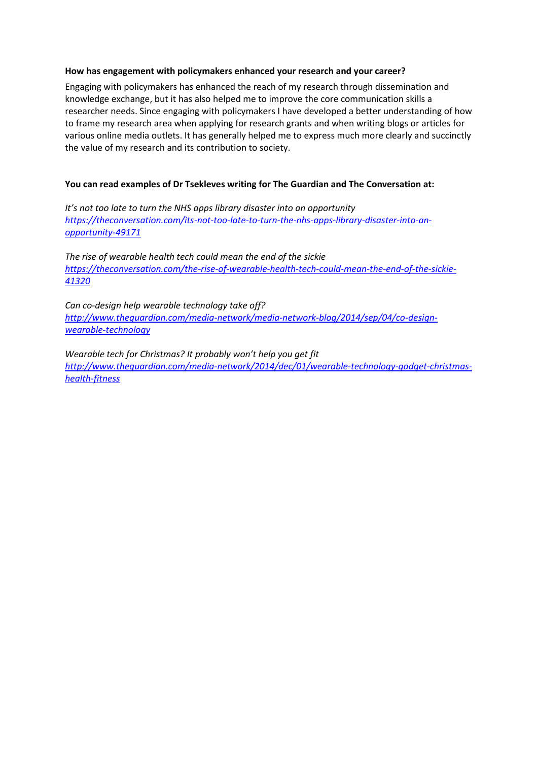**How has engagement with policymakers enhanced your research and your career?**

Engaging with policymakers has enhanced the reach of my research through dissemination and knowledge exchange, but it has also helped me to improve the core communication skills a researcher needs. Since engaging with policymakers I have developed a better understanding of how to frame my research area when applying for research grants and when writing blogs or articles for various online media outlets. It has generally helped me to express much more clearly and succinctly the value of my research and its contribution to society.

**You can read examples of Dr Tsekleves writing for The Guardian and The Conversation at:**

*It's not too late to turn the NHS apps library disaster into an opportunity*
[https://theconversation.com/its-not-too-late-to-turn-the-nhs-apps-library-disaster-into-an-opportunity-49171](https://theconversation.com/its-not-too-late-to-turn-the-nhs-apps-library-disaster-into-an-opportunity-49171)

*The rise of wearable health tech could mean the end of the sickie*
[https://theconversation.com/the-rise-of-wearable-health-tech-could-mean-the-end-of-the-sickie-41320](https://theconversation.com/the-rise-of-wearable-health-tech-could-mean-the-end-of-the-sickie-41320)

*Can co-design help wearable technology take off?*
[http://www.theguardian.com/media-network/media-network-blog/2014/sep/04/co-design-wearable-technology](http://www.theguardian.com/media-network/media-network-blog/2014/sep/04/co-design-wearable-technology)

*Wearable tech for Christmas? It probably won't help you get fit*
[http://www.theguardian.com/media-network/2014/dec/01/wearable-technology-gadget-christmas-health-fitness](http://www.theguardian.com/media-network/2014/dec/01/wearable-technology-gadget-christmas-health-fitness)